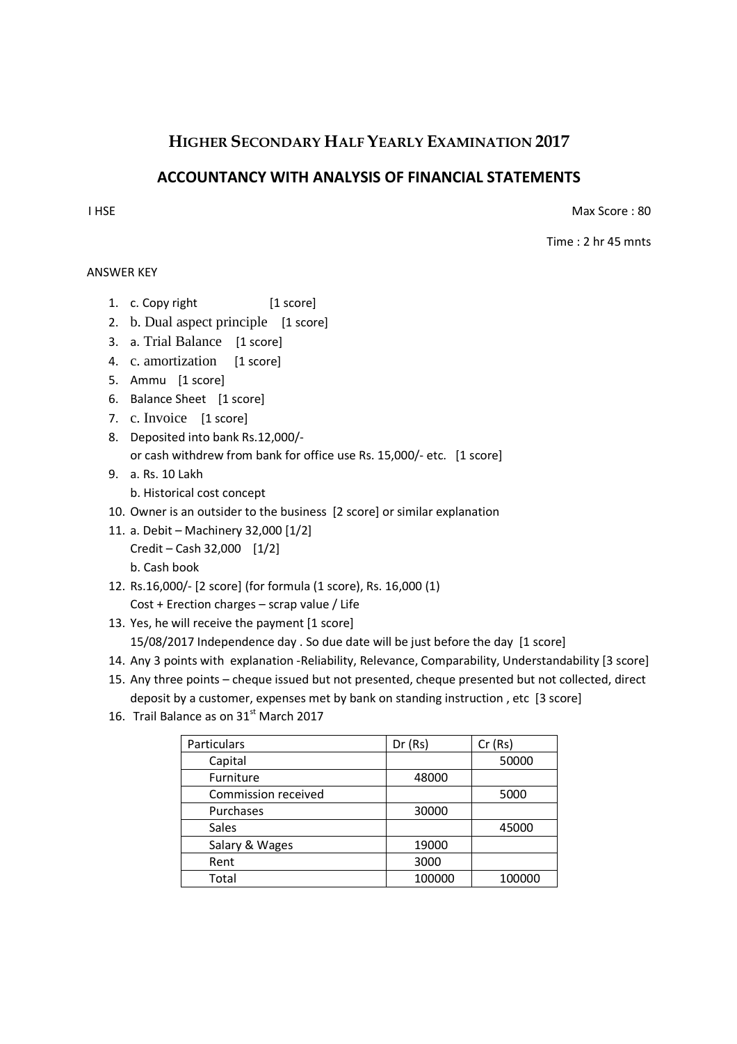# HIGHER SECONDARY HALF YEARLY EXAMINATION 2017

## ACCOUNTANCY WITH ANALYSIS OF FINANCIAL STATEMENTS

I HSE Max Score : 80

Time : 2 hr 45 mnts

ANSWER KEY

1. c. Copy right [1 score]
2. b. Dual aspect principle [1 score]
3. a. Trial Balance [1 score]
4. c. amortization [1 score]
5. Ammu [1 score]
6. Balance Sheet [1 score]
7. c. Invoice [1 score]
8. Deposited into bank Rs.12,000/-
   or cash withdrew from bank for office use Rs. 15,000/- etc. [1 score]
9. a. Rs. 10 Lakh
   b. Historical cost concept
10. Owner is an outsider to the business [2 score] or similar explanation
11. a. Debit – Machinery 32,000 [1/2]
    Credit – Cash 32,000 [1/2]
    b. Cash book
12. Rs.16,000/- [2 score] (for formula (1 score), Rs. 16,000 (1)
    Cost + Erection charges – scrap value / Life
13. Yes, he will receive the payment [1 score]
    15/08/2017 Independence day . So due date will be just before the day [1 score]
14. Any 3 points with explanation -Reliability, Relevance, Comparability, Understandability [3 score]
15. Any three points – cheque issued but not presented, cheque presented but not collected, direct deposit by a customer, expenses met by bank on standing instruction , etc [3 score]
16. Trail Balance as on 31st March 2017

| Particulars | Dr (Rs) | Cr (Rs) |
|---|---|---|
| Capital | | 50000 |
| Furniture | 48000 | |
| Commission received | | 5000 |
| Purchases | 30000 | |
| Sales | | 45000 |
| Salary & Wages | 19000 | |
| Rent | 3000 | |
| Total | 100000 | 100000 |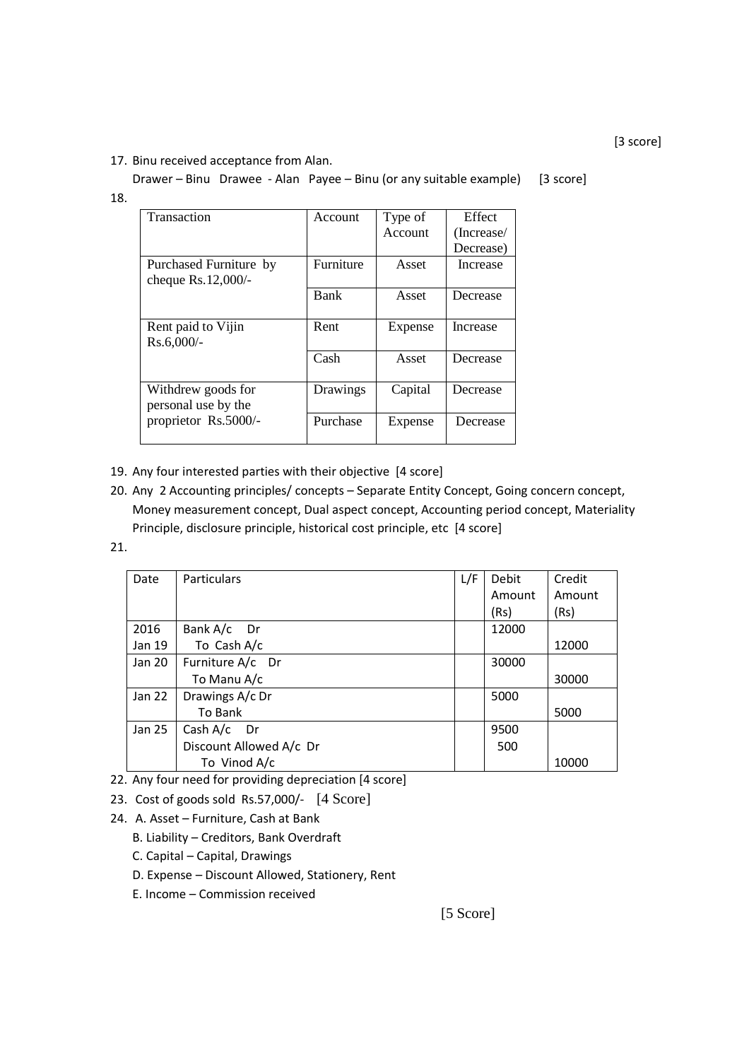[3 score]

17. Binu received acceptance from Alan.

    Drawer – Binu   Drawee - Alan   Payee – Binu (or any suitable example)      [3 score]

18.

| Transaction | Account | Type of Account | Effect (Increase/ Decrease) |
|---|---|---|---|
| Purchased Furniture by cheque Rs.12,000/- | Furniture | Asset | Increase |
| | Bank | Asset | Decrease |
| Rent paid to Vijin Rs.6,000/- | Rent | Expense | Increase |
| | Cash | Asset | Decrease |
| Withdrew goods for personal use by the proprietor Rs.5000/- | Drawings | Capital | Decrease |
| | Purchase | Expense | Decrease |

19. Any four interested parties with their objective  [4 score]
20. Any 2 Accounting principles/ concepts – Separate Entity Concept, Going concern concept, Money measurement concept, Dual aspect concept, Accounting period concept, Materiality Principle, disclosure principle, historical cost principle, etc  [4 score]
21.

| Date | Particulars | L/F | Debit Amount (Rs) | Credit Amount (Rs) |
|---|---|---|---|---|
| 2016 Jan 19 | Bank A/c Dr<br>To Cash A/c | | 12000 | <br>12000 |
| Jan 20 | Furniture A/c Dr<br>To Manu A/c | | 30000 | <br>30000 |
| Jan 22 | Drawings A/c Dr<br>To Bank | | 5000 | <br>5000 |
| Jan 25 | Cash A/c Dr<br>Discount Allowed A/c Dr<br>To Vinod A/c | | 9500<br>500 | <br><br>10000 |

22. Any four need for providing depreciation [4 score]
23. Cost of goods sold Rs.57,000/-   [4 Score]
24. A. Asset – Furniture, Cash at Bank

    B. Liability – Creditors, Bank Overdraft

    C. Capital – Capital, Drawings

    D. Expense – Discount Allowed, Stationery, Rent

    E. Income – Commission received

[5 Score]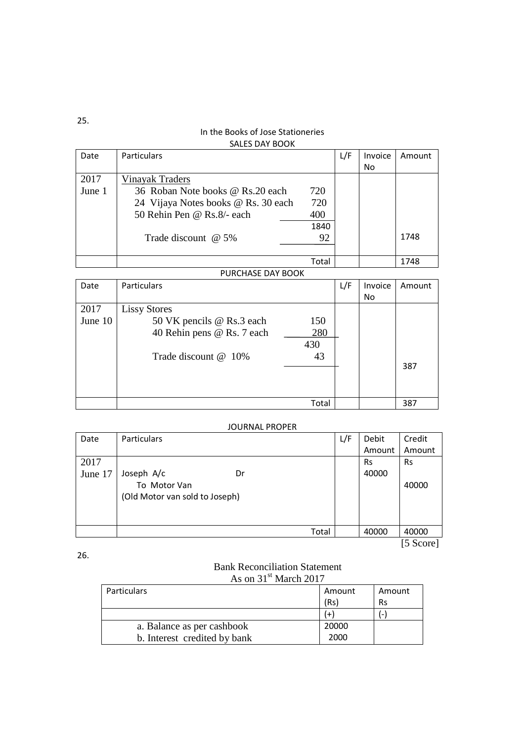25.

In the Books of Jose Stationeries

SALES DAY BOOK

| Date | Particulars | | L/F | Invoice No | Amount |
|---|---|---|---|---|---|
| 2017 | Vinayak Traders | | | | |
| June 1 | 36 Roban Note books @ Rs.20 each | 720 | | | |
| | 24 Vijaya Notes books @ Rs. 30 each | 720 | | | |
| | 50 Rehin Pen @ Rs.8/- each | 400 | | | |
| | | 1840 | | | |
| | Trade discount @ 5% | 92 | | | 1748 |
| | | Total | | | 1748 |

PURCHASE DAY BOOK

| Date | Particulars | | L/F | Invoice No | Amount |
|---|---|---|---|---|---|
| 2017 | Lissy Stores | | | | |
| June 10 | 50 VK pencils @ Rs.3 each | 150 | | | |
| | 40 Rehin pens @ Rs. 7 each | 280 | | | |
| | | 430 | | | |
| | Trade discount @ 10% | 43 | | | 387 |
| | | Total | | | 387 |

JOURNAL PROPER

| Date | Particulars | L/F | Debit Amount | Credit Amount |
|---|---|---|---|---|
| 2017 | | | Rs | Rs |
| June 17 | Joseph A/c Dr | | 40000 | |
| | To Motor Van | | | 40000 |
| | (Old Motor van sold to Joseph) | | | |
| | Total | | 40000 | 40000 |

[5 Score]

26.

Bank Reconciliation Statement
As on 31st March 2017

| Particulars | Amount (Rs) | Amount Rs |
|---|---|---|
| | (+) | (-) |
| a. Balance as per cashbook | 20000 | |
| b. Interest credited by bank | 2000 | |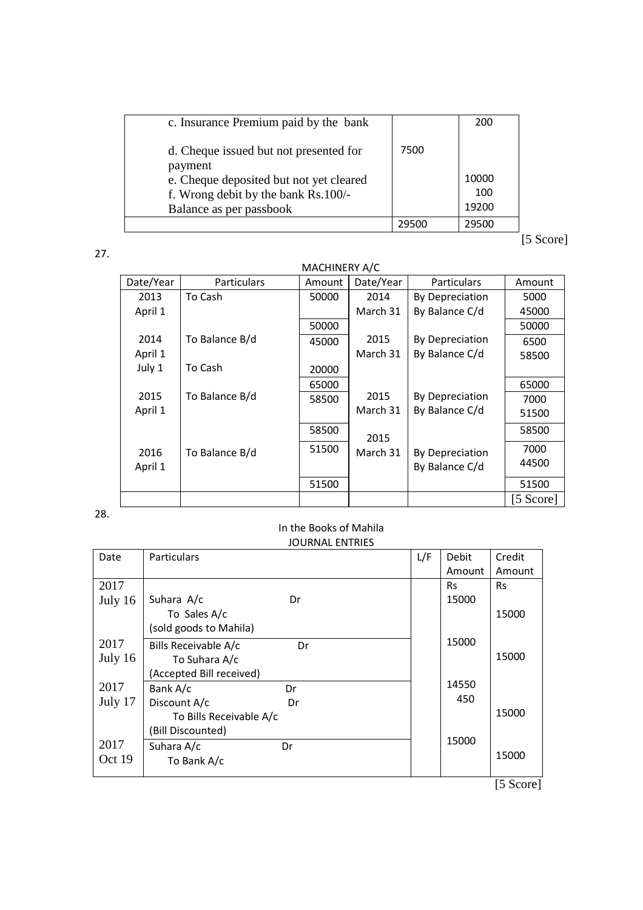| | | |
|---|---|---|
| c. Insurance Premium paid by the bank | | 200 |
| d. Cheque issued but not presented for payment | 7500 | |
| e. Cheque deposited but not yet cleared | | 10000 |
| f. Wrong debit by the bank Rs.100/- | | 100 |
| Balance as per passbook | | 19200 |
| | 29500 | 29500 |

[5 Score]

27.

MACHINERY A/C

| Date/Year | Particulars | Amount | Date/Year | Particulars | Amount |
|---|---|---|---|---|---|
| 2013 April 1 | To Cash | 50000 | 2014 March 31 | By Depreciation<br>By Balance C/d | 5000<br>45000 |
| | | 50000 | | | 50000 |
| 2014 April 1 | To Balance B/d | 45000 | 2015 March 31 | By Depreciation<br>By Balance C/d | 6500<br>58500 |
| July 1 | To Cash | 20000 | | | |
| | | 65000 | | | 65000 |
| 2015 April 1 | To Balance B/d | 58500 | 2015 March 31 | By Depreciation<br>By Balance C/d | 7000<br>51500 |
| | | 58500 | | | 58500 |
| 2016 April 1 | To Balance B/d | 51500 | 2015 March 31 | By Depreciation<br>By Balance C/d | 7000<br>44500 |
| | | 51500 | | | 51500 |
| | | | | | [5 Score] |

28.

In the Books of Mahila
JOURNAL ENTRIES

| Date | Particulars | L/F | Debit Amount | Credit Amount |
|---|---|---|---|---|
| | | | Rs | Rs |
| 2017 July 16 | Suhara A/c Dr<br>To Sales A/c<br>(sold goods to Mahila) | | 15000 | 15000 |
| 2017 July 16 | Bills Receivable A/c Dr<br>To Suhara A/c<br>(Accepted Bill received) | | 15000 | 15000 |
| 2017 July 17 | Bank A/c Dr<br>Discount A/c Dr<br>To Bills Receivable A/c<br>(Bill Discounted) | | 14550<br>450 | 15000 |
| 2017 Oct 19 | Suhara A/c Dr<br>To Bank A/c | | 15000 | 15000 |

[5 Score]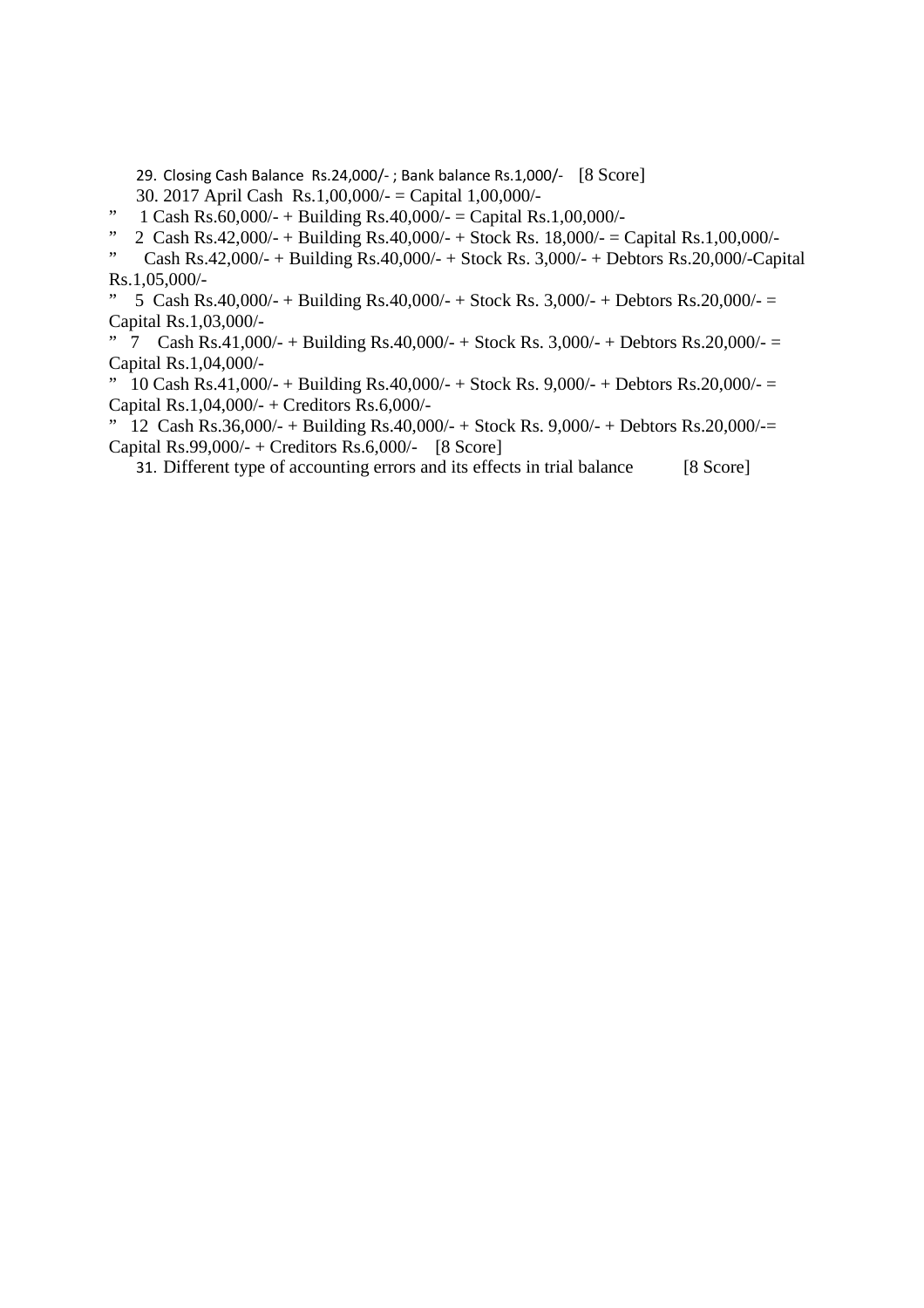29. Closing Cash Balance Rs.24,000/- ; Bank balance Rs.1,000/- [8 Score]

30. 2017 April Cash Rs.1,00,000/- = Capital 1,00,000/-

” 1 Cash Rs.60,000/- + Building Rs.40,000/- = Capital Rs.1,00,000/-

” 2 Cash Rs.42,000/- + Building Rs.40,000/- + Stock Rs. 18,000/- = Capital Rs.1,00,000/-

” Cash Rs.42,000/- + Building Rs.40,000/- + Stock Rs. 3,000/- + Debtors Rs.20,000/-Capital Rs.1,05,000/-

” 5 Cash Rs.40,000/- + Building Rs.40,000/- + Stock Rs. 3,000/- + Debtors Rs.20,000/- = Capital Rs.1,03,000/-

” 7 Cash Rs.41,000/- + Building Rs.40,000/- + Stock Rs. 3,000/- + Debtors Rs.20,000/- = Capital Rs.1,04,000/-

” 10 Cash Rs.41,000/- + Building Rs.40,000/- + Stock Rs. 9,000/- + Debtors Rs.20,000/- = Capital Rs.1,04,000/- + Creditors Rs.6,000/-

” 12 Cash Rs.36,000/- + Building Rs.40,000/- + Stock Rs. 9,000/- + Debtors Rs.20,000/-= Capital Rs.99,000/- + Creditors Rs.6,000/- [8 Score]

31. Different type of accounting errors and its effects in trial balance [8 Score]